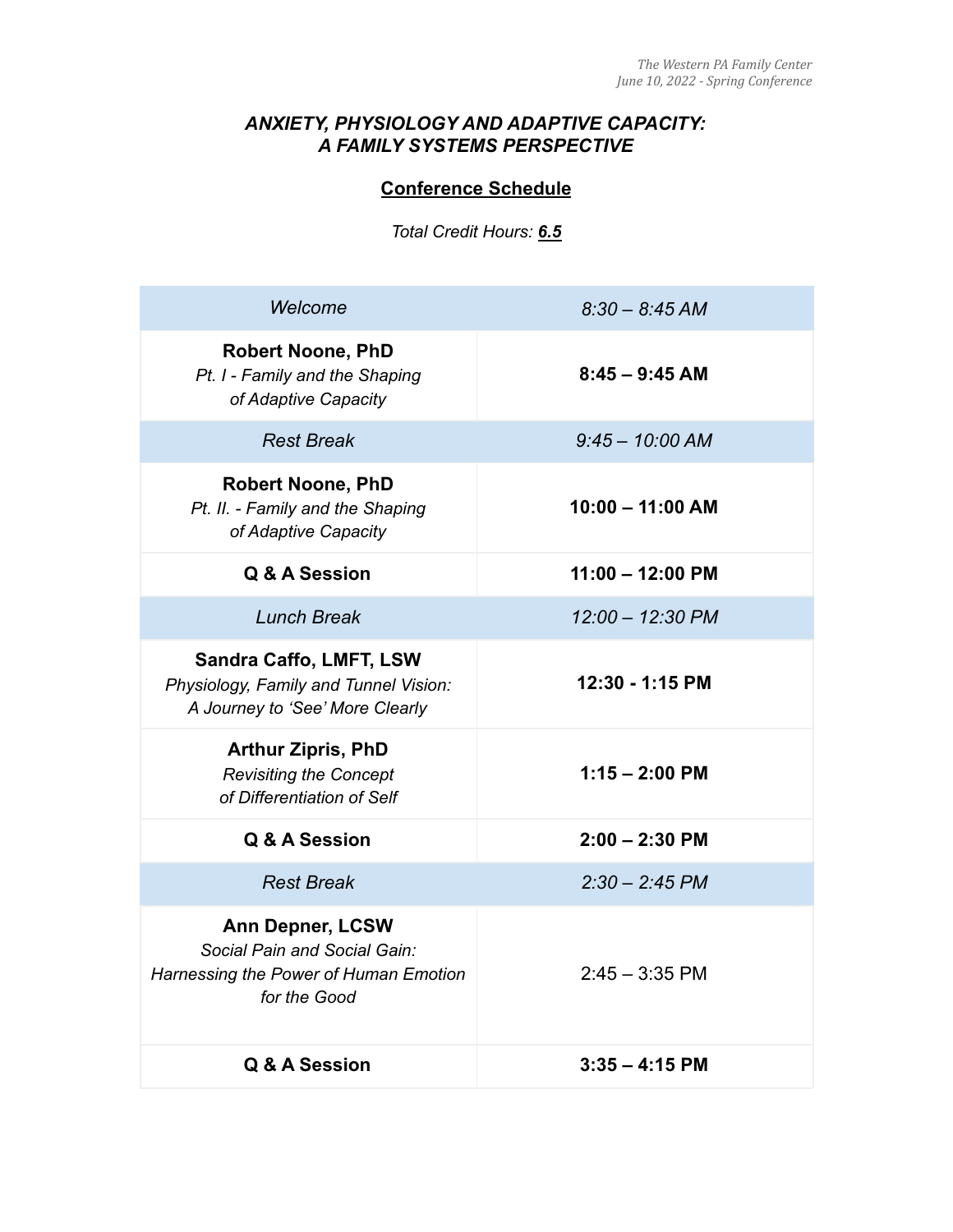*The Western PA Family Center*
*June 10, 2022 - Spring Conference*

## *ANXIETY, PHYSIOLOGY AND ADAPTIVE CAPACITY: A FAMILY SYSTEMS PERSPECTIVE*

### Conference Schedule

*Total Credit Hours: **6.5***

| *Welcome* | *8:30 – 8:45 AM* |
|---|---|
| **Robert Noone, PhD**<br>*Pt. I - Family and the Shaping of Adaptive Capacity* | **8:45 – 9:45 AM** |
| *Rest Break* | *9:45 – 10:00 AM* |
| **Robert Noone, PhD**<br>*Pt. II. - Family and the Shaping of Adaptive Capacity* | **10:00 – 11:00 AM** |
| **Q & A Session** | **11:00 – 12:00 PM** |
| *Lunch Break* | *12:00 – 12:30 PM* |
| **Sandra Caffo, LMFT, LSW**<br>*Physiology, Family and Tunnel Vision: A Journey to 'See' More Clearly* | **12:30 - 1:15 PM** |
| **Arthur Zipris, PhD**<br>*Revisiting the Concept of Differentiation of Self* | **1:15 – 2:00 PM** |
| **Q & A Session** | **2:00 – 2:30 PM** |
| *Rest Break* | *2:30 – 2:45 PM* |
| **Ann Depner, LCSW**<br>*Social Pain and Social Gain: Harnessing the Power of Human Emotion for the Good* | 2:45 – 3:35 PM |
| **Q & A Session** | **3:35 – 4:15 PM** |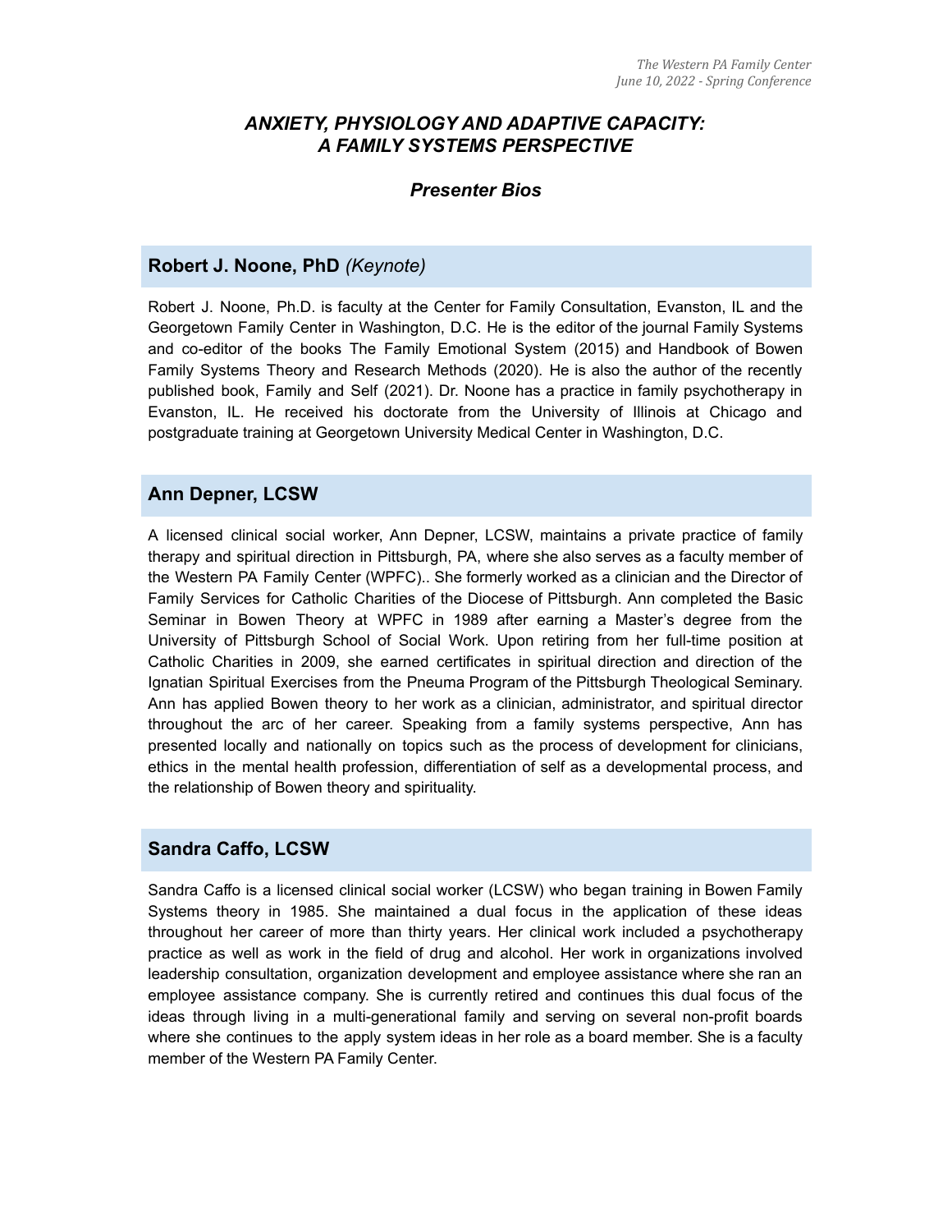# *ANXIETY, PHYSIOLOGY AND ADAPTIVE CAPACITY: A FAMILY SYSTEMS PERSPECTIVE*

## *Presenter Bios*

### **Robert J. Noone, PhD** *(Keynote)*

Robert J. Noone, Ph.D. is faculty at the Center for Family Consultation, Evanston, IL and the Georgetown Family Center in Washington, D.C. He is the editor of the journal Family Systems and co-editor of the books The Family Emotional System (2015) and Handbook of Bowen Family Systems Theory and Research Methods (2020). He is also the author of the recently published book, Family and Self (2021). Dr. Noone has a practice in family psychotherapy in Evanston, IL. He received his doctorate from the University of Illinois at Chicago and postgraduate training at Georgetown University Medical Center in Washington, D.C.

### **Ann Depner, LCSW**

A licensed clinical social worker, Ann Depner, LCSW, maintains a private practice of family therapy and spiritual direction in Pittsburgh, PA, where she also serves as a faculty member of the Western PA Family Center (WPFC).. She formerly worked as a clinician and the Director of Family Services for Catholic Charities of the Diocese of Pittsburgh. Ann completed the Basic Seminar in Bowen Theory at WPFC in 1989 after earning a Master's degree from the University of Pittsburgh School of Social Work. Upon retiring from her full-time position at Catholic Charities in 2009, she earned certificates in spiritual direction and direction of the Ignatian Spiritual Exercises from the Pneuma Program of the Pittsburgh Theological Seminary. Ann has applied Bowen theory to her work as a clinician, administrator, and spiritual director throughout the arc of her career. Speaking from a family systems perspective, Ann has presented locally and nationally on topics such as the process of development for clinicians, ethics in the mental health profession, differentiation of self as a developmental process, and the relationship of Bowen theory and spirituality.

### **Sandra Caffo, LCSW**

Sandra Caffo is a licensed clinical social worker (LCSW) who began training in Bowen Family Systems theory in 1985. She maintained a dual focus in the application of these ideas throughout her career of more than thirty years. Her clinical work included a psychotherapy practice as well as work in the field of drug and alcohol. Her work in organizations involved leadership consultation, organization development and employee assistance where she ran an employee assistance company. She is currently retired and continues this dual focus of the ideas through living in a multi-generational family and serving on several non-profit boards where she continues to the apply system ideas in her role as a board member. She is a faculty member of the Western PA Family Center.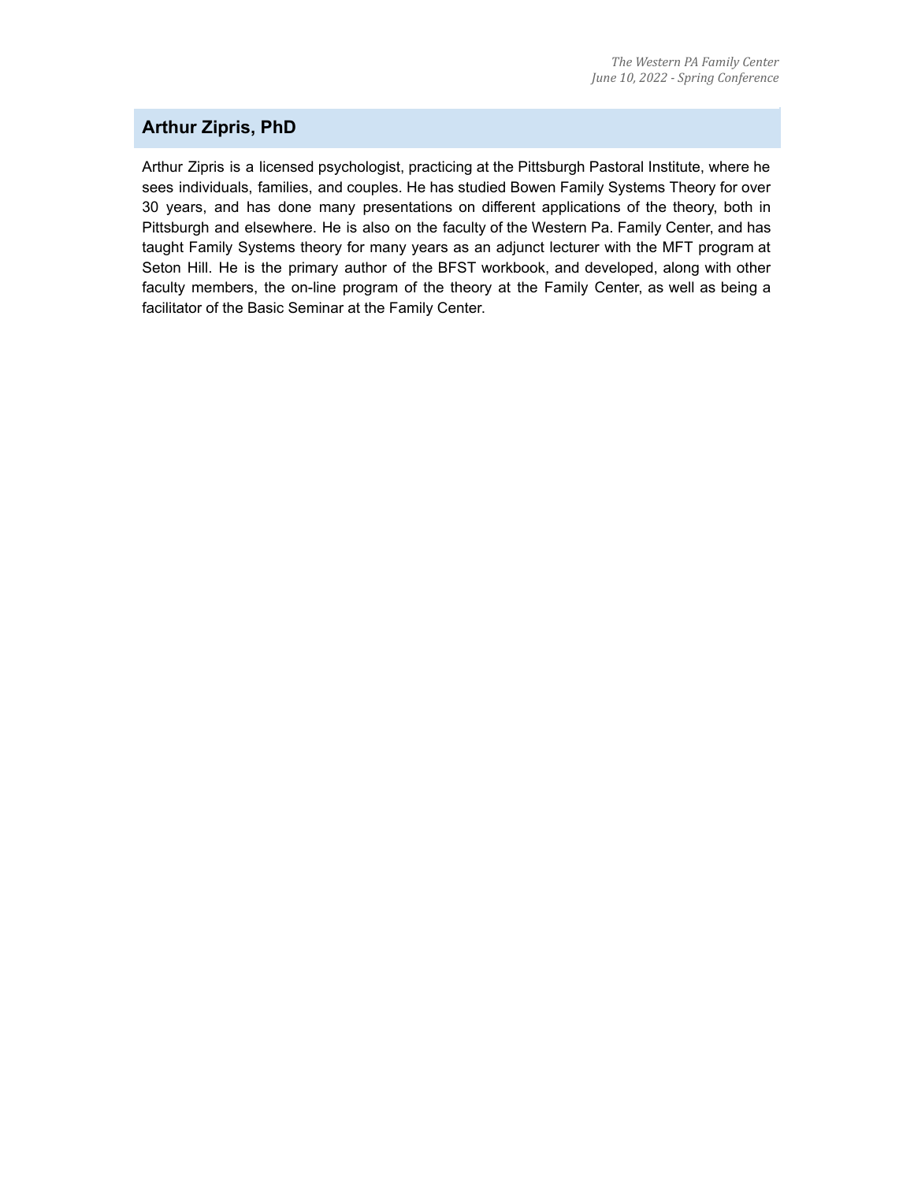## Arthur Zipris, PhD

Arthur Zipris is a licensed psychologist, practicing at the Pittsburgh Pastoral Institute, where he sees individuals, families, and couples. He has studied Bowen Family Systems Theory for over 30 years, and has done many presentations on different applications of the theory, both in Pittsburgh and elsewhere. He is also on the faculty of the Western Pa. Family Center, and has taught Family Systems theory for many years as an adjunct lecturer with the MFT program at Seton Hill. He is the primary author of the BFST workbook, and developed, along with other faculty members, the on-line program of the theory at the Family Center, as well as being a facilitator of the Basic Seminar at the Family Center.